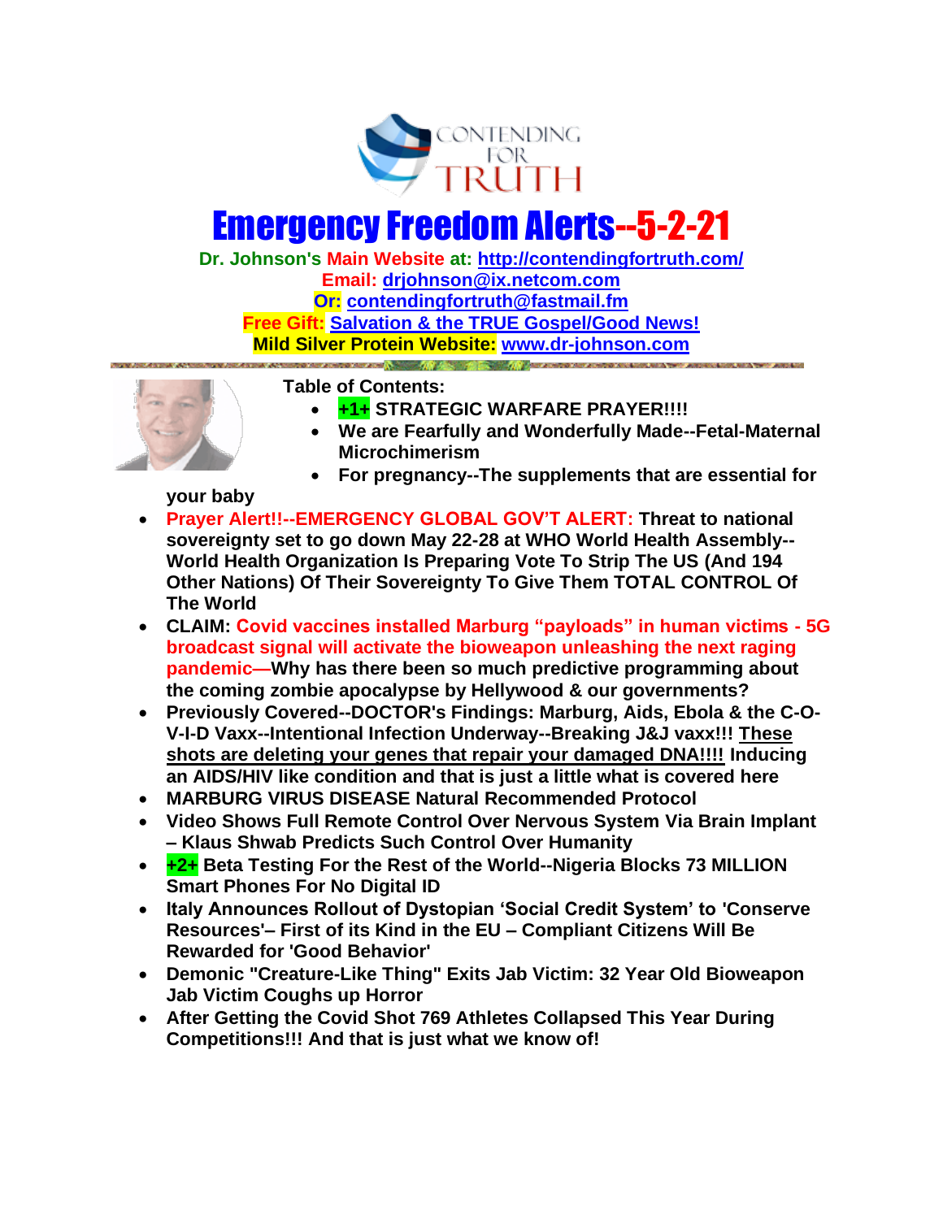CONTENDING FOR TRUTH

# Emergency Freedom Alerts--5-2-21

**Dr. Johnson's Main Website at: http://contendingfortruth.com/**
**Email: drjohnson@ix.netcom.com**
**Or: contendingfortruth@fastmail.fm**
**Free Gift: Salvation & the TRUE Gospel/Good News!**
**Mild Silver Protein Website: www.dr-johnson.com**

**Table of Contents:**

- **+1+ STRATEGIC WARFARE PRAYER!!!!**
- **We are Fearfully and Wonderfully Made--Fetal-Maternal Microchimerism**
- **For pregnancy--The supplements that are essential for your baby**
- **Prayer Alert!!--EMERGENCY GLOBAL GOV'T ALERT: Threat to national sovereignty set to go down May 22-28 at WHO World Health Assembly--World Health Organization Is Preparing Vote To Strip The US (And 194 Other Nations) Of Their Sovereignty To Give Them TOTAL CONTROL Of The World**
- **CLAIM: Covid vaccines installed Marburg "payloads" in human victims - 5G broadcast signal will activate the bioweapon unleashing the next raging pandemic—Why has there been so much predictive programming about the coming zombie apocalypse by Hellywood & our governments?**
- **Previously Covered--DOCTOR's Findings: Marburg, Aids, Ebola & the C-O-V-I-D Vaxx--Intentional Infection Underway--Breaking J&J vaxx!!! These shots are deleting your genes that repair your damaged DNA!!!! Inducing an AIDS/HIV like condition and that is just a little what is covered here**
- **MARBURG VIRUS DISEASE Natural Recommended Protocol**
- **Video Shows Full Remote Control Over Nervous System Via Brain Implant – Klaus Shwab Predicts Such Control Over Humanity**
- **+2+ Beta Testing For the Rest of the World--Nigeria Blocks 73 MILLION Smart Phones For No Digital ID**
- **Italy Announces Rollout of Dystopian 'Social Credit System' to 'Conserve Resources'– First of its Kind in the EU – Compliant Citizens Will Be Rewarded for 'Good Behavior'**
- **Demonic "Creature-Like Thing" Exits Jab Victim: 32 Year Old Bioweapon Jab Victim Coughs up Horror**
- **After Getting the Covid Shot 769 Athletes Collapsed This Year During Competitions!!! And that is just what we know of!**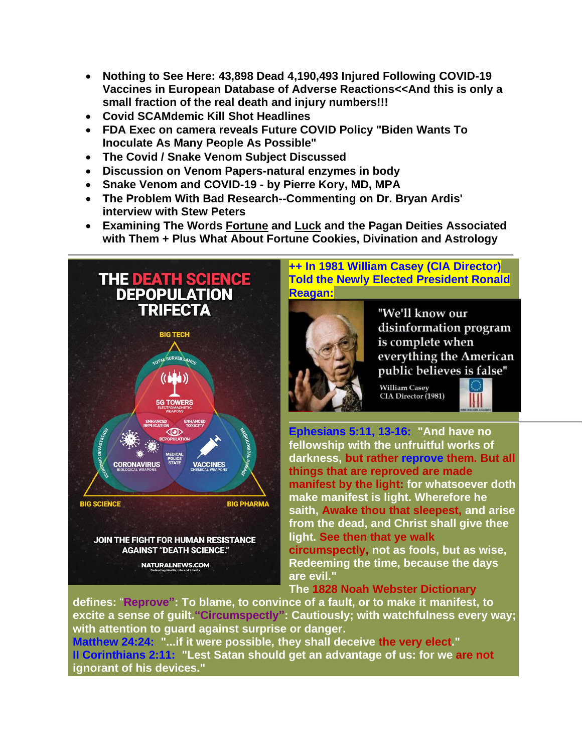- **Nothing to See Here: 43,898 Dead 4,190,493 Injured Following COVID-19 Vaccines in European Database of Adverse Reactions<<And this is only a small fraction of the real death and injury numbers!!!**
- **Covid SCAMdemic Kill Shot Headlines**
- **FDA Exec on camera reveals Future COVID Policy "Biden Wants To Inoculate As Many People As Possible"**
- **The Covid / Snake Venom Subject Discussed**
- **Discussion on Venom Papers-natural enzymes in body**
- **Snake Venom and COVID-19 - by Pierre Kory, MD, MPA**
- **The Problem With Bad Research--Commenting on Dr. Bryan Ardis' interview with Stew Peters**
- **Examining The Words Fortune and Luck and the Pagan Deities Associated with Them + Plus What About Fortune Cookies, Divination and Astrology**

---

THE DEATH SCIENCE DEPOPULATION TRIFECTA

BIG TECH — TOTAL SURVEILLANCE — 5G TOWERS (ELECTROMAGNETIC WEAPONS)

ENHANCED REPLICATION — ENHANCED TOXICITY — DEPOPULATION — MEDICAL POLICE STATE

CORONAVIRUS (BIOLOGICAL WEAPONS) — VACCINES (CHEMICAL WEAPONS)

ECONOMIC DEVASTATION — NEUROLOGICAL DAMAGE

BIG SCIENCE — BIG PHARMA

JOIN THE FIGHT FOR HUMAN RESISTANCE AGAINST "DEATH SCIENCE."

NATURALNEWS.COM — Defending Health, Life and Liberty

**++ In 1981 William Casey (CIA Director) Told the Newly Elected President Ronald Reagan:**

"We'll know our disinformation program is complete when everything the American public believes is false"

William Casey
CIA Director (1981)

**Ephesians 5:11, 13-16: "And have no fellowship with the unfruitful works of darkness, but rather reprove them. But all things that are reproved are made manifest by the light: for whatsoever doth make manifest is light. Wherefore he saith, Awake thou that sleepest, and arise from the dead, and Christ shall give thee light. See then that ye walk circumspectly, not as fools, but as wise, Redeeming the time, because the days are evil."**

**The 1828 Noah Webster Dictionary defines: "Reprove": To blame, to convince of a fault, or to make it manifest, to excite a sense of guilt. "Circumspectly": Cautiously; with watchfulness every way; with attention to guard against surprise or danger.**

**Matthew 24:24: "...if it were possible, they shall deceive the very elect."**

**II Corinthians 2:11: "Lest Satan should get an advantage of us: for we are not ignorant of his devices."**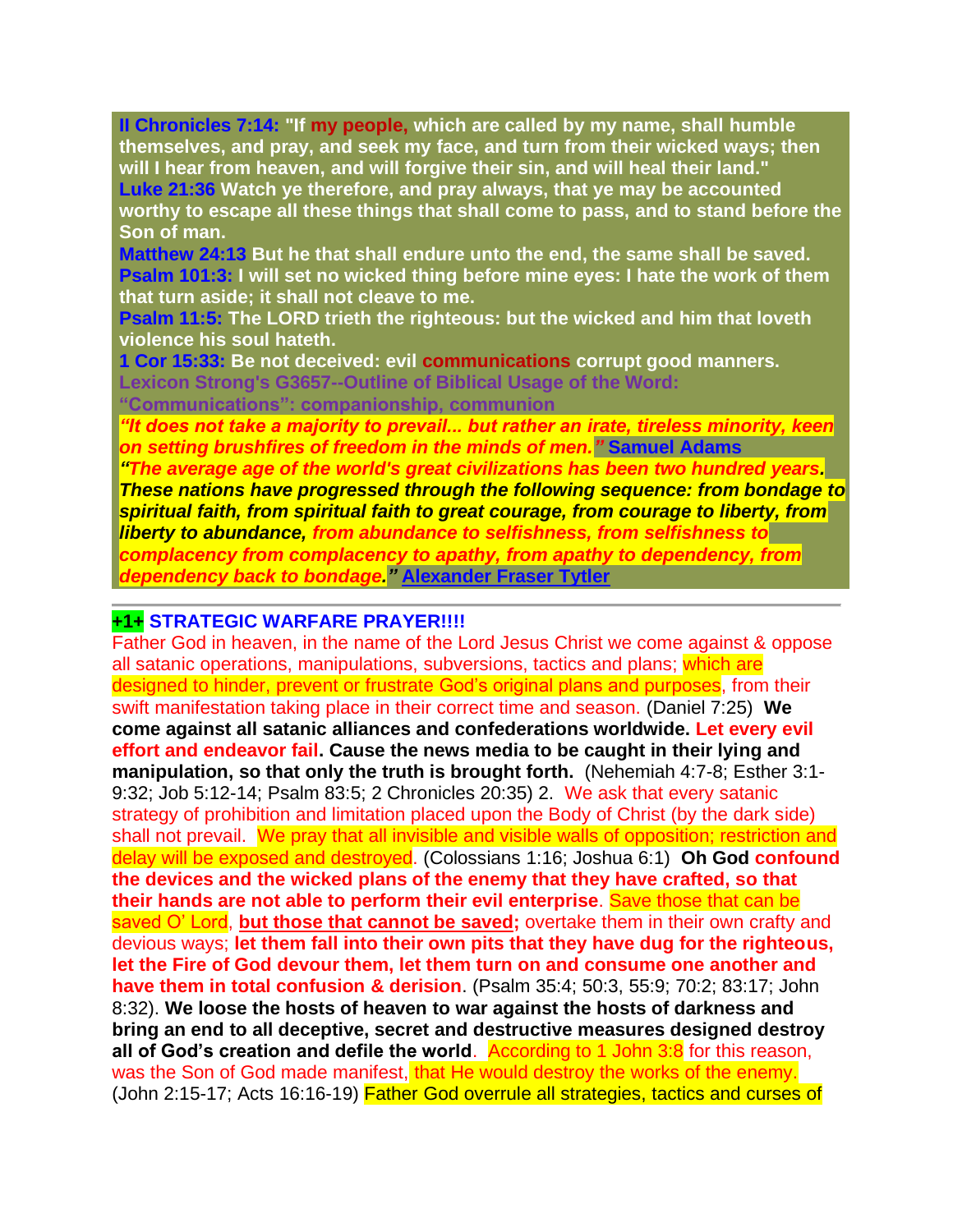**II Chronicles 7:14: "If my people, which are called by my name, shall humble themselves, and pray, and seek my face, and turn from their wicked ways; then will I hear from heaven, and will forgive their sin, and will heal their land."**
**Luke 21:36 Watch ye therefore, and pray always, that ye may be accounted worthy to escape all these things that shall come to pass, and to stand before the Son of man.**
**Matthew 24:13 But he that shall endure unto the end, the same shall be saved.**
**Psalm 101:3: I will set no wicked thing before mine eyes: I hate the work of them that turn aside; it shall not cleave to me.**
**Psalm 11:5: The LORD trieth the righteous: but the wicked and him that loveth violence his soul hateth.**
**1 Cor 15:33: Be not deceived: evil communications corrupt good manners.**
**Lexicon Strong's G3657--Outline of Biblical Usage of the Word: "Communications": companionship, communion**

***"It does not take a majority to prevail... but rather an irate, tireless minority, keen on setting brushfires of freedom in the minds of men."*** **Samuel Adams**

***"The average age of the world's great civilizations has been two hundred years. These nations have progressed through the following sequence: from bondage to spiritual faith, from spiritual faith to great courage, from courage to liberty, from liberty to abundance, from abundance to selfishness, from selfishness to complacency from complacency to apathy, from apathy to dependency, from dependency back to bondage."*** **Alexander Fraser Tytler**

---

**+1+ STRATEGIC WARFARE PRAYER!!!!**

Father God in heaven, in the name of the Lord Jesus Christ we come against & oppose all satanic operations, manipulations, subversions, tactics and plans; which are designed to hinder, prevent or frustrate God's original plans and purposes, from their swift manifestation taking place in their correct time and season. (Daniel 7:25) **We come against all satanic alliances and confederations worldwide. Let every evil effort and endeavor fail. Cause the news media to be caught in their lying and manipulation, so that only the truth is brought forth.** (Nehemiah 4:7-8; Esther 3:1-9:32; Job 5:12-14; Psalm 83:5; 2 Chronicles 20:35) 2. We ask that every satanic strategy of prohibition and limitation placed upon the Body of Christ (by the dark side) shall not prevail. We pray that all invisible and visible walls of opposition; restriction and delay will be exposed and destroyed. (Colossians 1:16; Joshua 6:1) **Oh God confound the devices and the wicked plans of the enemy that they have crafted, so that their hands are not able to perform their evil enterprise**. Save those that can be saved O' Lord, **but those that cannot be saved;** overtake them in their own crafty and devious ways; **let them fall into their own pits that they have dug for the righteous, let the Fire of God devour them, let them turn on and consume one another and have them in total confusion & derision**. (Psalm 35:4; 50:3, 55:9; 70:2; 83:17; John 8:32). **We loose the hosts of heaven to war against the hosts of darkness and bring an end to all deceptive, secret and destructive measures designed destroy all of God's creation and defile the world**. According to 1 John 3:8 for this reason, was the Son of God made manifest, that He would destroy the works of the enemy. (John 2:15-17; Acts 16:16-19) Father God overrule all strategies, tactics and curses of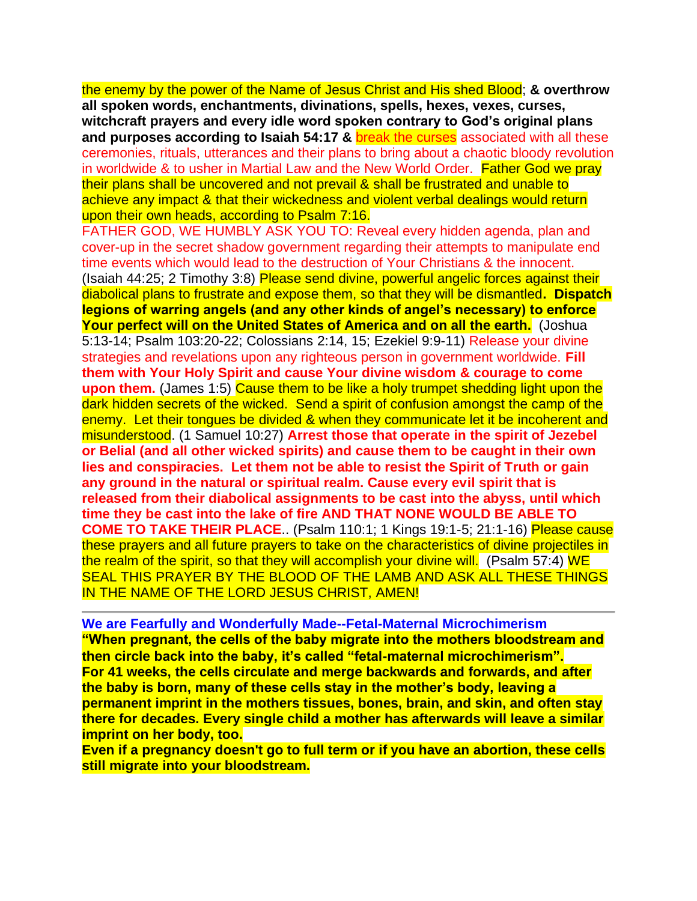the enemy by the power of the Name of Jesus Christ and His shed Blood; **& overthrow all spoken words, enchantments, divinations, spells, hexes, vexes, curses, witchcraft prayers and every idle word spoken contrary to God's original plans and purposes according to Isaiah 54:17 &** break the curses associated with all these ceremonies, rituals, utterances and their plans to bring about a chaotic bloody revolution in worldwide & to usher in Martial Law and the New World Order. Father God we pray their plans shall be uncovered and not prevail & shall be frustrated and unable to achieve any impact & that their wickedness and violent verbal dealings would return upon their own heads, according to Psalm 7:16.

FATHER GOD, WE HUMBLY ASK YOU TO: Reveal every hidden agenda, plan and cover-up in the secret shadow government regarding their attempts to manipulate end time events which would lead to the destruction of Your Christians & the innocent. (Isaiah 44:25; 2 Timothy 3:8) Please send divine, powerful angelic forces against their diabolical plans to frustrate and expose them, so that they will be dismantled**. Dispatch legions of warring angels (and any other kinds of angel's necessary) to enforce Your perfect will on the United States of America and on all the earth.** (Joshua 5:13-14; Psalm 103:20-22; Colossians 2:14, 15; Ezekiel 9:9-11) Release your divine strategies and revelations upon any righteous person in government worldwide. **Fill them with Your Holy Spirit and cause Your divine wisdom & courage to come upon them.** (James 1:5) Cause them to be like a holy trumpet shedding light upon the dark hidden secrets of the wicked. Send a spirit of confusion amongst the camp of the enemy. Let their tongues be divided & when they communicate let it be incoherent and misunderstood. (1 Samuel 10:27) **Arrest those that operate in the spirit of Jezebel or Belial (and all other wicked spirits) and cause them to be caught in their own lies and conspiracies. Let them not be able to resist the Spirit of Truth or gain any ground in the natural or spiritual realm. Cause every evil spirit that is released from their diabolical assignments to be cast into the abyss, until which time they be cast into the lake of fire AND THAT NONE WOULD BE ABLE TO COME TO TAKE THEIR PLACE**.. (Psalm 110:1; 1 Kings 19:1-5; 21:1-16) Please cause these prayers and all future prayers to take on the characteristics of divine projectiles in the realm of the spirit, so that they will accomplish your divine will. (Psalm 57:4) WE SEAL THIS PRAYER BY THE BLOOD OF THE LAMB AND ASK ALL THESE THINGS IN THE NAME OF THE LORD JESUS CHRIST, AMEN!

---

**We are Fearfully and Wonderfully Made--Fetal-Maternal Microchimerism**

**"When pregnant, the cells of the baby migrate into the mothers bloodstream and then circle back into the baby, it's called "fetal-maternal microchimerism".**

**For 41 weeks, the cells circulate and merge backwards and forwards, and after the baby is born, many of these cells stay in the mother's body, leaving a permanent imprint in the mothers tissues, bones, brain, and skin, and often stay there for decades. Every single child a mother has afterwards will leave a similar imprint on her body, too.**

**Even if a pregnancy doesn't go to full term or if you have an abortion, these cells still migrate into your bloodstream.**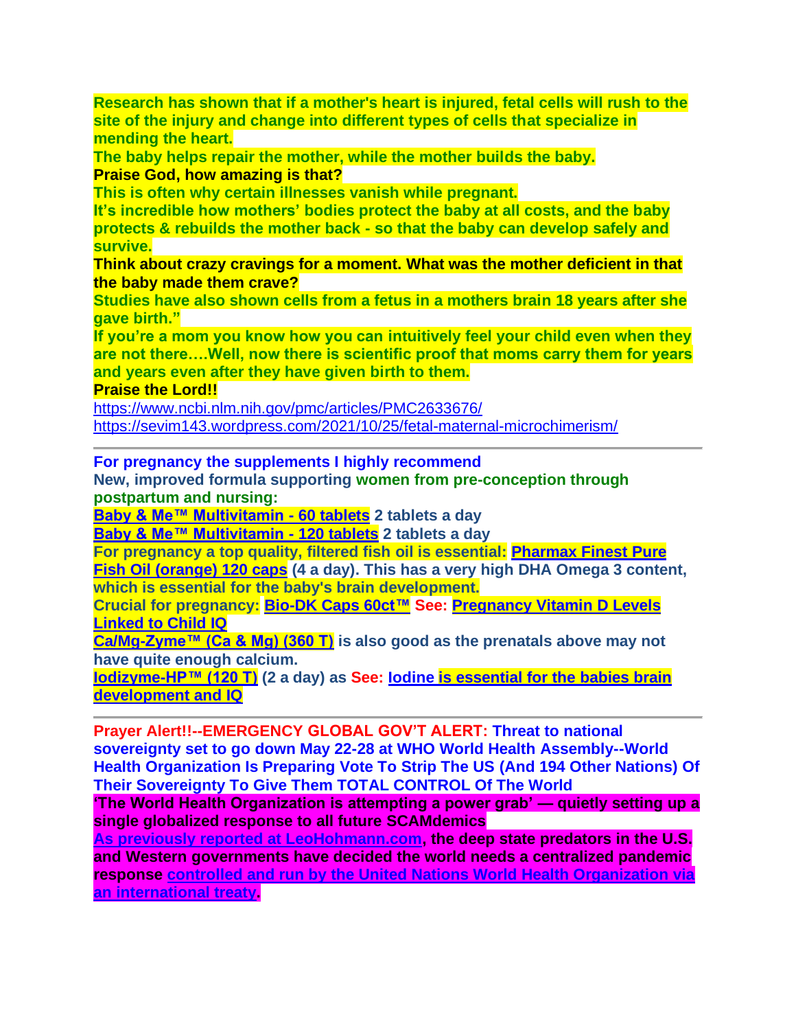**Research has shown that if a mother's heart is injured, fetal cells will rush to the site of the injury and change into different types of cells that specialize in mending the heart.**
**The baby helps repair the mother, while the mother builds the baby.**
**Praise God, how amazing is that?**
**This is often why certain illnesses vanish while pregnant.**
**It's incredible how mothers' bodies protect the baby at all costs, and the baby protects & rebuilds the mother back - so that the baby can develop safely and survive.**
**Think about crazy cravings for a moment. What was the mother deficient in that the baby made them crave?**
**Studies have also shown cells from a fetus in a mothers brain 18 years after she gave birth."**
**If you're a mom you know how you can intuitively feel your child even when they are not there….Well, now there is scientific proof that moms carry them for years and years even after they have given birth to them.**
**Praise the Lord!!**
https://www.ncbi.nlm.nih.gov/pmc/articles/PMC2633676/
https://sevim143.wordpress.com/2021/10/25/fetal-maternal-microchimerism/

---

**For pregnancy the supplements I highly recommend**
**New, improved formula supporting women from pre-conception through postpartum and nursing:**
**Baby & Me™ Multivitamin - 60 tablets** **2 tablets a day**
**Baby & Me™ Multivitamin - 120 tablets** **2 tablets a day**
**For pregnancy a top quality, filtered fish oil is essential: Pharmax Finest Pure Fish Oil (orange) 120 caps (4 a day). This has a very high DHA Omega 3 content, which is essential for the baby's brain development.**
**Crucial for pregnancy: Bio-DK Caps 60ct™ See: Pregnancy Vitamin D Levels Linked to Child IQ**
**Ca/Mg-Zyme™ (Ca & Mg) (360 T) is also good as the prenatals above may not have quite enough calcium.**
**Iodizyme-HP™ (120 T) (2 a day) as See: Iodine is essential for the babies brain development and IQ**

---

**Prayer Alert!!--EMERGENCY GLOBAL GOV'T ALERT: Threat to national sovereignty set to go down May 22-28 at WHO World Health Assembly--World Health Organization Is Preparing Vote To Strip The US (And 194 Other Nations) Of Their Sovereignty To Give Them TOTAL CONTROL Of The World**
**'The World Health Organization is attempting a power grab' — quietly setting up a single globalized response to all future SCAMdemics**
**As previously reported at LeoHohmann.com, the deep state predators in the U.S. and Western governments have decided the world needs a centralized pandemic response controlled and run by the United Nations World Health Organization via an international treaty.**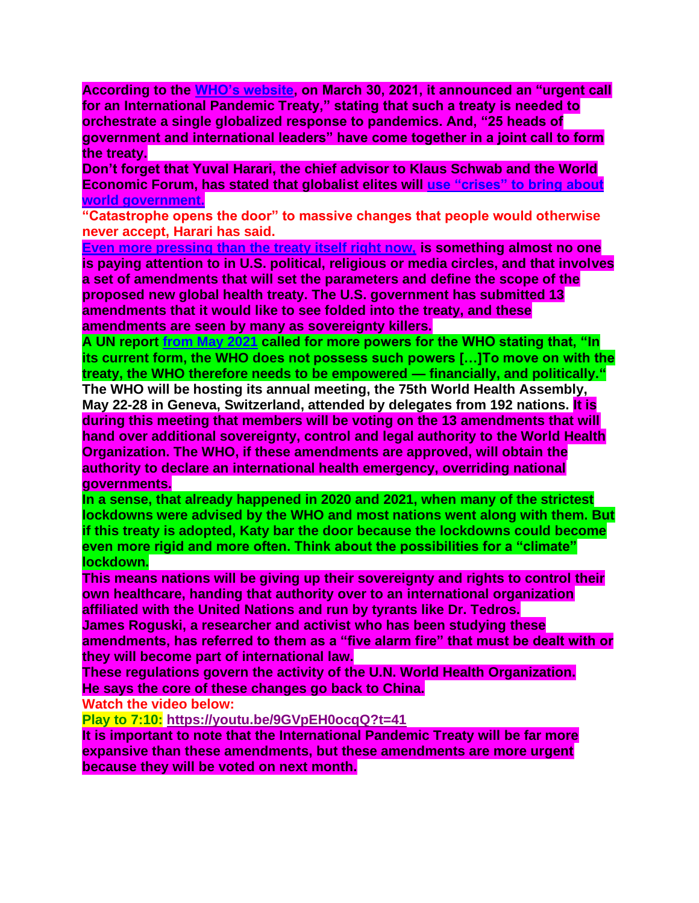**According to the WHO's website, on March 30, 2021, it announced an "urgent call for an International Pandemic Treaty," stating that such a treaty is needed to orchestrate a single globalized response to pandemics. And, "25 heads of government and international leaders" have come together in a joint call to form the treaty.**

**Don't forget that Yuval Harari, the chief advisor to Klaus Schwab and the World Economic Forum, has stated that globalist elites will use "crises" to bring about world government.**

**"Catastrophe opens the door" to massive changes that people would otherwise never accept, Harari has said.**

**Even more pressing than the treaty itself right now, is something almost no one is paying attention to in U.S. political, religious or media circles, and that involves a set of amendments that will set the parameters and define the scope of the proposed new global health treaty. The U.S. government has submitted 13 amendments that it would like to see folded into the treaty, and these amendments are seen by many as sovereignty killers.**

**A UN report from May 2021 called for more powers for the WHO stating that, "In its current form, the WHO does not possess such powers […]To move on with the treaty, the WHO therefore needs to be empowered — financially, and politically."**

**The WHO will be hosting its annual meeting, the 75th World Health Assembly, May 22-28 in Geneva, Switzerland, attended by delegates from 192 nations. It is during this meeting that members will be voting on the 13 amendments that will hand over additional sovereignty, control and legal authority to the World Health Organization. The WHO, if these amendments are approved, will obtain the authority to declare an international health emergency, overriding national governments.**

**In a sense, that already happened in 2020 and 2021, when many of the strictest lockdowns were advised by the WHO and most nations went along with them. But if this treaty is adopted, Katy bar the door because the lockdowns could become even more rigid and more often. Think about the possibilities for a "climate" lockdown.**

**This means nations will be giving up their sovereignty and rights to control their own healthcare, handing that authority over to an international organization affiliated with the United Nations and run by tyrants like Dr. Tedros.**

**James Roguski, a researcher and activist who has been studying these amendments, has referred to them as a "five alarm fire" that must be dealt with or they will become part of international law.**

**These regulations govern the activity of the U.N. World Health Organization.**

**He says the core of these changes go back to China.**

**Watch the video below:**

**Play to 7:10: https://youtu.be/9GVpEH0ocqQ?t=41**

**It is important to note that the International Pandemic Treaty will be far more expansive than these amendments, but these amendments are more urgent because they will be voted on next month.**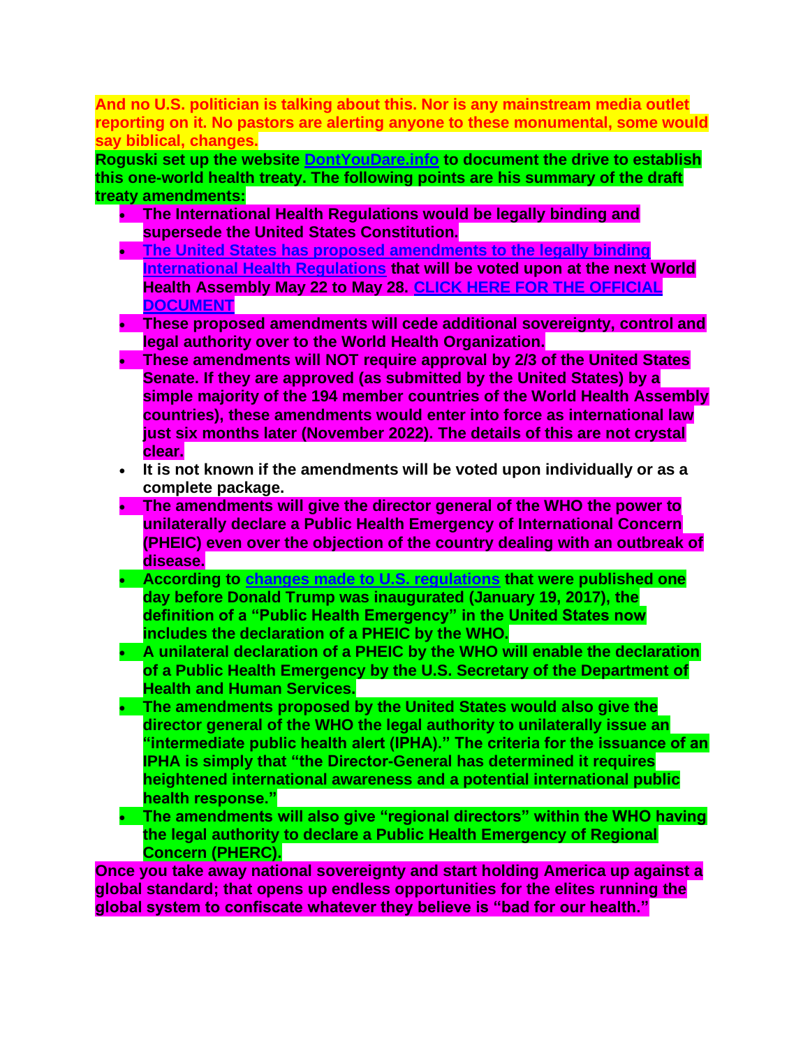**And no U.S. politician is talking about this. Nor is any mainstream media outlet reporting on it. No pastors are alerting anyone to these monumental, some would say biblical, changes.**

**Roguski set up the website [DontYouDare.info]() to document the drive to establish this one-world health treaty. The following points are his summary of the draft treaty amendments:**

- **The International Health Regulations would be legally binding and supersede the United States Constitution.**
- **[The United States has proposed amendments to the legally binding International Health Regulations]() that will be voted upon at the next World Health Assembly May 22 to May 28. [CLICK HERE FOR THE OFFICIAL DOCUMENT]()**
- **These proposed amendments will cede additional sovereignty, control and legal authority over to the World Health Organization.**
- **These amendments will NOT require approval by 2/3 of the United States Senate. If they are approved (as submitted by the United States) by a simple majority of the 194 member countries of the World Health Assembly countries), these amendments would enter into force as international law just six months later (November 2022). The details of this are not crystal clear.**
- **It is not known if the amendments will be voted upon individually or as a complete package.**
- **The amendments will give the director general of the WHO the power to unilaterally declare a Public Health Emergency of International Concern (PHEIC) even over the objection of the country dealing with an outbreak of disease.**
- **According to [changes made to U.S. regulations]() that were published one day before Donald Trump was inaugurated (January 19, 2017), the definition of a "Public Health Emergency" in the United States now includes the declaration of a PHEIC by the WHO.**
- **A unilateral declaration of a PHEIC by the WHO will enable the declaration of a Public Health Emergency by the U.S. Secretary of the Department of Health and Human Services.**
- **The amendments proposed by the United States would also give the director general of the WHO the legal authority to unilaterally issue an "intermediate public health alert (IPHA)." The criteria for the issuance of an IPHA is simply that "the Director-General has determined it requires heightened international awareness and a potential international public health response."**
- **The amendments will also give "regional directors" within the WHO having the legal authority to declare a Public Health Emergency of Regional Concern (PHERC).**

**Once you take away national sovereignty and start holding America up against a global standard; that opens up endless opportunities for the elites running the global system to confiscate whatever they believe is "bad for our health."**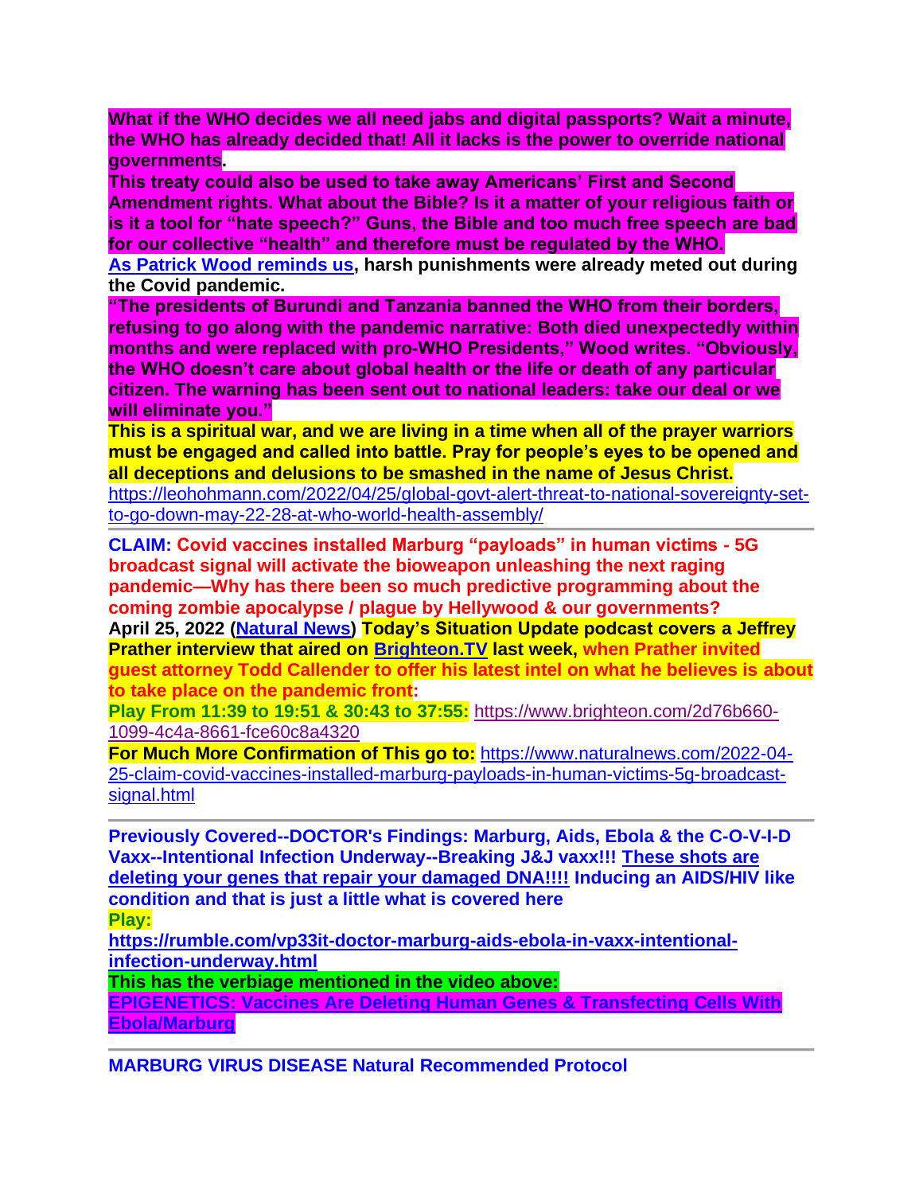**What if the WHO decides we all need jabs and digital passports? Wait a minute, the WHO has already decided that! All it lacks is the power to override national governments.**

**This treaty could also be used to take away Americans' First and Second Amendment rights. What about the Bible? Is it a matter of your religious faith or is it a tool for "hate speech?" Guns, the Bible and too much free speech are bad for our collective "health" and therefore must be regulated by the WHO.**

**As Patrick Wood reminds us, harsh punishments were already meted out during the Covid pandemic.**

**"The presidents of Burundi and Tanzania banned the WHO from their borders, refusing to go along with the pandemic narrative: Both died unexpectedly within months and were replaced with pro-WHO Presidents," Wood writes. "Obviously, the WHO doesn't care about global health or the life or death of any particular citizen. The warning has been sent out to national leaders: take our deal or we will eliminate you."**

**This is a spiritual war, and we are living in a time when all of the prayer warriors must be engaged and called into battle. Pray for people's eyes to be opened and all deceptions and delusions to be smashed in the name of Jesus Christ.**

https://leohohmann.com/2022/04/25/global-govt-alert-threat-to-national-sovereignty-set-to-go-down-may-22-28-at-who-world-health-assembly/

---

**CLAIM: Covid vaccines installed Marburg "payloads" in human victims - 5G broadcast signal will activate the bioweapon unleashing the next raging pandemic—Why has there been so much predictive programming about the coming zombie apocalypse / plague by Hellywood & our governments?**

**April 25, 2022 (Natural News) Today's Situation Update podcast covers a Jeffrey Prather interview that aired on Brighteon.TV last week, when Prather invited guest attorney Todd Callender to offer his latest intel on what he believes is about to take place on the pandemic front:**

**Play From 11:39 to 19:51 & 30:43 to 37:55:** https://www.brighteon.com/2d76b660-1099-4c4a-8661-fce60c8a4320

**For Much More Confirmation of This go to:** https://www.naturalnews.com/2022-04-25-claim-covid-vaccines-installed-marburg-payloads-in-human-victims-5g-broadcast-signal.html

---

**Previously Covered--DOCTOR's Findings: Marburg, Aids, Ebola & the C-O-V-I-D Vaxx--Intentional Infection Underway--Breaking J&J vaxx!!! These shots are deleting your genes that repair your damaged DNA!!!! Inducing an AIDS/HIV like condition and that is just a little what is covered here**

**Play:**

**https://rumble.com/vp33it-doctor-marburg-aids-ebola-in-vaxx-intentional-infection-underway.html**

**This has the verbiage mentioned in the video above:**

**EPIGENETICS: Vaccines Are Deleting Human Genes & Transfecting Cells With Ebola/Marburg**

---

**MARBURG VIRUS DISEASE Natural Recommended Protocol**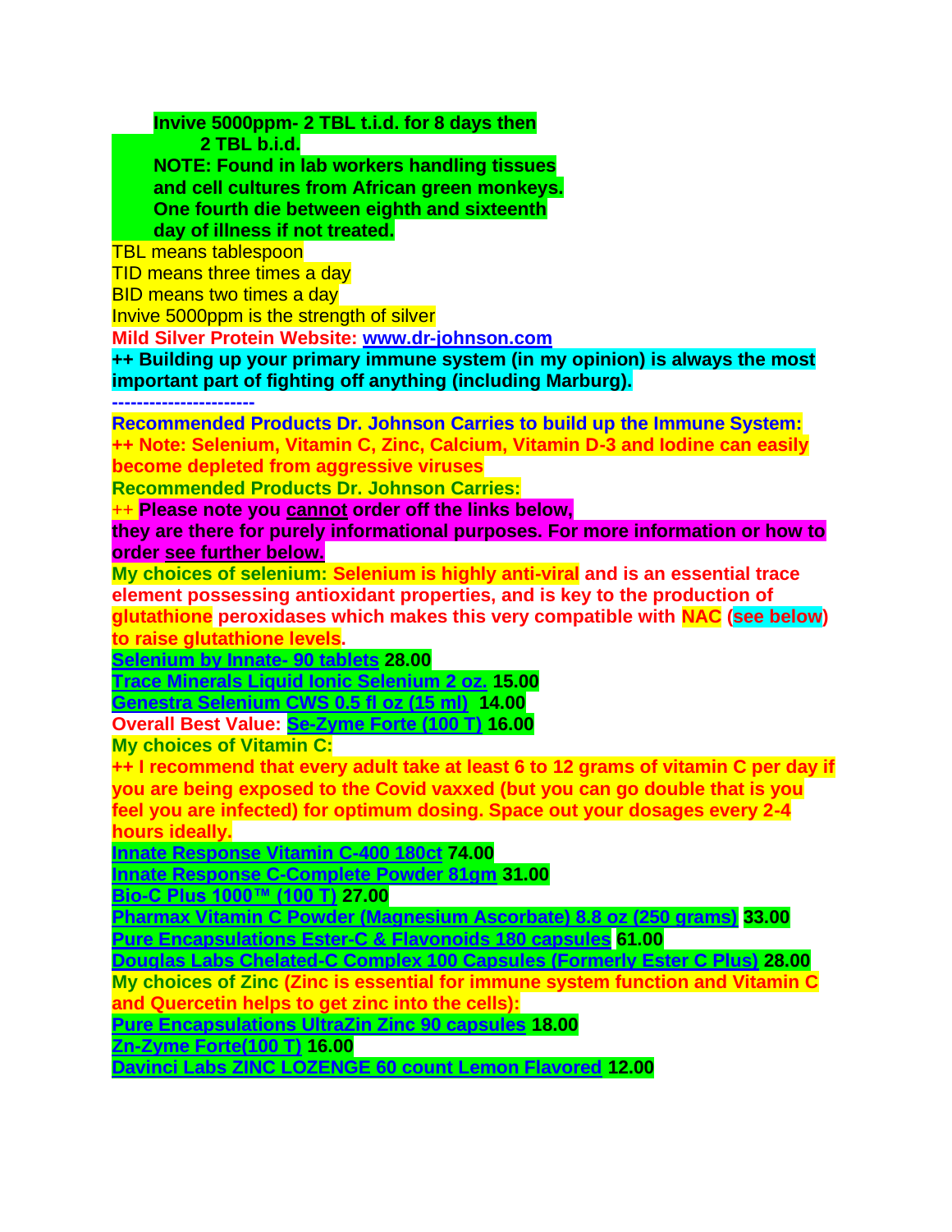**Invive 5000ppm- 2 TBL t.i.d. for 8 days then**
**2 TBL b.i.d.**
**NOTE: Found in lab workers handling tissues and cell cultures from African green monkeys. One fourth die between eighth and sixteenth day of illness if not treated.**

TBL means tablespoon
TID means three times a day
BID means two times a day
Invive 5000ppm is the strength of silver

**Mild Silver Protein Website: www.dr-johnson.com**

**++ Building up your primary immune system (in my opinion) is always the most important part of fighting off anything (including Marburg).**

**----------------------**

**Recommended Products Dr. Johnson Carries to build up the Immune System:**

**++ Note: Selenium, Vitamin C, Zinc, Calcium, Vitamin D-3 and Iodine can easily become depleted from aggressive viruses**

**Recommended Products Dr. Johnson Carries:**

**++ Please note you cannot order off the links below, they are there for purely informational purposes. For more information or how to order see further below.**

**My choices of selenium: Selenium is highly anti-viral and is an essential trace element possessing antioxidant properties, and is key to the production of glutathione peroxidases which makes this very compatible with NAC (see below) to raise glutathione levels.**

**Selenium by Innate- 90 tablets 28.00**
**Trace Minerals Liquid Ionic Selenium 2 oz. 15.00**
**Genestra Selenium CWS 0.5 fl oz (15 ml) 14.00**
**Overall Best Value: Se-Zyme Forte (100 T) 16.00**

**My choices of Vitamin C:**

**++ I recommend that every adult take at least 6 to 12 grams of vitamin C per day if you are being exposed to the Covid vaxxed (but you can go double that is you feel you are infected) for optimum dosing. Space out your dosages every 2-4 hours ideally.**

**Innate Response Vitamin C-400 180ct 74.00**
**Innate Response C-Complete Powder 81gm 31.00**
**Bio-C Plus 1000™ (100 T) 27.00**
**Pharmax Vitamin C Powder (Magnesium Ascorbate) 8.8 oz (250 grams) 33.00**
**Pure Encapsulations Ester-C & Flavonoids 180 capsules 61.00**
**Douglas Labs Chelated-C Complex 100 Capsules (Formerly Ester C Plus) 28.00**

**My choices of Zinc (Zinc is essential for immune system function and Vitamin C and Quercetin helps to get zinc into the cells):**

**Pure Encapsulations UltraZin Zinc 90 capsules 18.00**
**Zn-Zyme Forte(100 T) 16.00**
**Davinci Labs ZINC LOZENGE 60 count Lemon Flavored 12.00**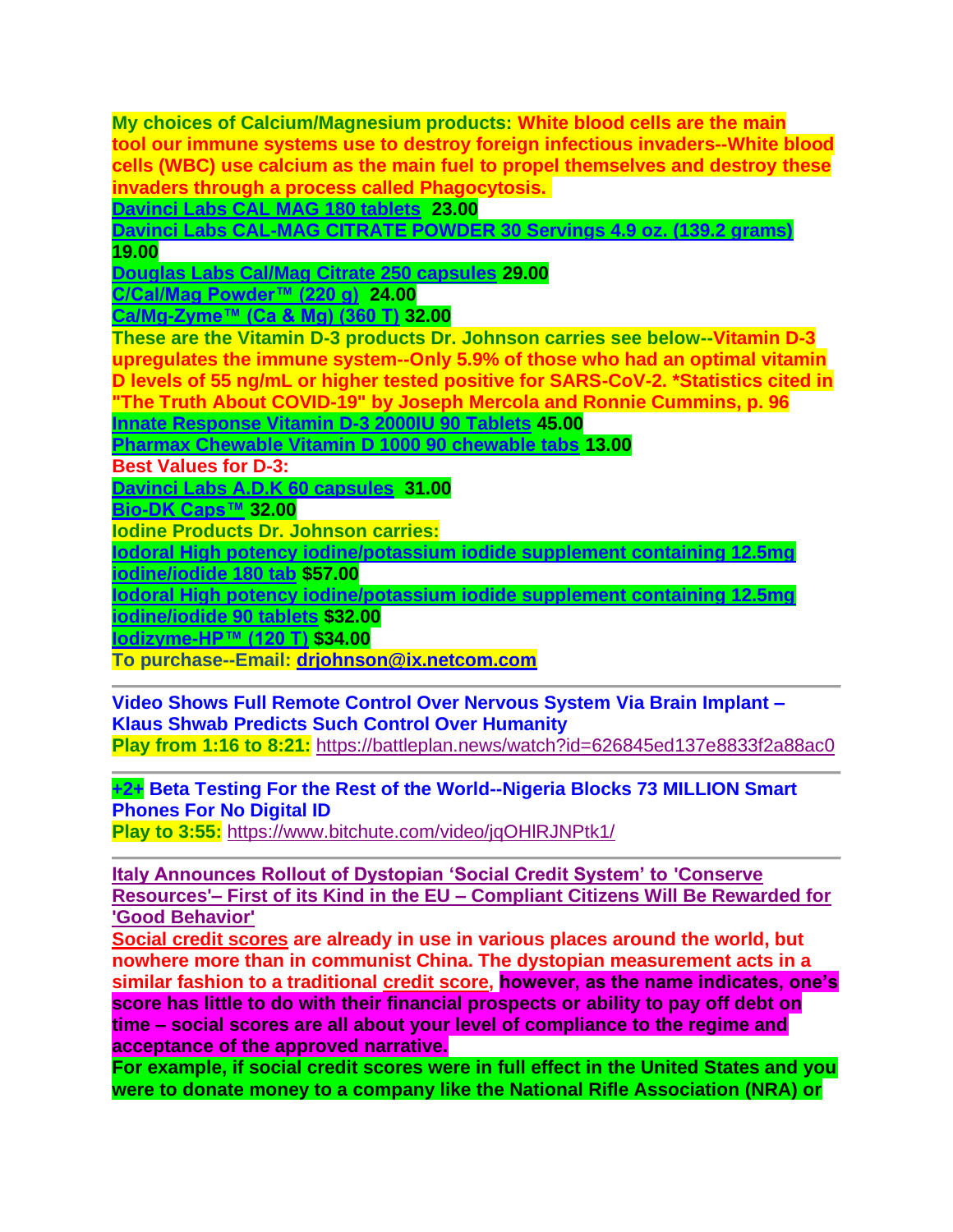**My choices of Calcium/Magnesium products: White blood cells are the main tool our immune systems use to destroy foreign infectious invaders--White blood cells (WBC) use calcium as the main fuel to propel themselves and destroy these invaders through a process called Phagocytosis.**

**Davinci Labs CAL MAG 180 tablets 23.00**

**Davinci Labs CAL-MAG CITRATE POWDER 30 Servings 4.9 oz. (139.2 grams) 19.00**

**Douglas Labs Cal/Mag Citrate 250 capsules 29.00**

**C/Cal/Mag Powder™ (220 g) 24.00**

**Ca/Mg-Zyme™ (Ca & Mg) (360 T) 32.00**

**These are the Vitamin D-3 products Dr. Johnson carries see below--Vitamin D-3 upregulates the immune system--Only 5.9% of those who had an optimal vitamin D levels of 55 ng/mL or higher tested positive for SARS-CoV-2. *Statistics cited in "The Truth About COVID-19" by Joseph Mercola and Ronnie Cummins, p. 96**

**Innate Response Vitamin D-3 2000IU 90 Tablets 45.00**

**Pharmax Chewable Vitamin D 1000 90 chewable tabs 13.00**

**Best Values for D-3:**

**Davinci Labs A.D.K 60 capsules 31.00**

**Bio-DK Caps™ 32.00**

**Iodine Products Dr. Johnson carries:**

**Iodoral High potency iodine/potassium iodide supplement containing 12.5mg iodine/iodide 180 tab $57.00**

**Iodoral High potency iodine/potassium iodide supplement containing 12.5mg iodine/iodide 90 tablets $32.00**

**Iodizyme-HP™ (120 T) $34.00**

**To purchase--Email: drjohnson@ix.netcom.com**

---

**Video Shows Full Remote Control Over Nervous System Via Brain Implant – Klaus Shwab Predicts Such Control Over Humanity**

**Play from 1:16 to 8:21:** https://battleplan.news/watch?id=626845ed137e8833f2a88ac0

---

**+2+ Beta Testing For the Rest of the World--Nigeria Blocks 73 MILLION Smart Phones For No Digital ID**

**Play to 3:55:** https://www.bitchute.com/video/jqOHlRJNPtk1/

---

**Italy Announces Rollout of Dystopian 'Social Credit System' to 'Conserve Resources'– First of its Kind in the EU – Compliant Citizens Will Be Rewarded for 'Good Behavior'**

**Social credit scores are already in use in various places around the world, but nowhere more than in communist China. The dystopian measurement acts in a similar fashion to a traditional credit score, however, as the name indicates, one's score has little to do with their financial prospects or ability to pay off debt on time – social scores are all about your level of compliance to the regime and acceptance of the approved narrative.**

**For example, if social credit scores were in full effect in the United States and you were to donate money to a company like the National Rifle Association (NRA) or**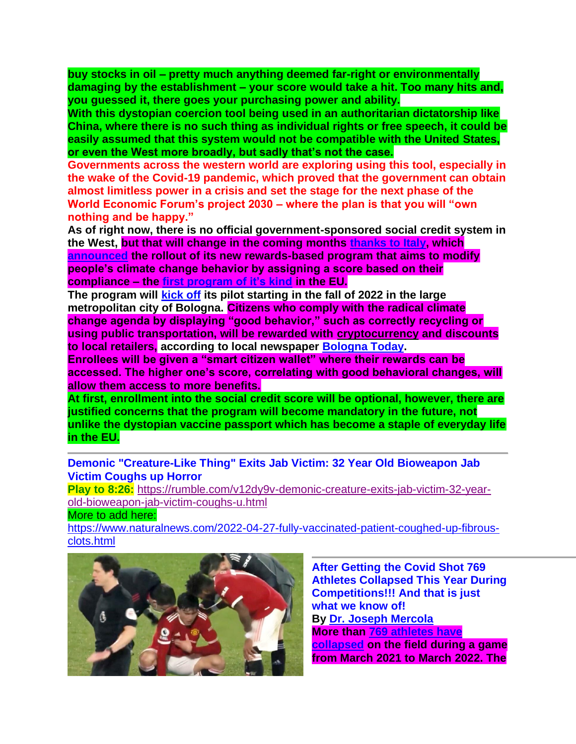**buy stocks in oil – pretty much anything deemed far-right or environmentally damaging by the establishment – your score would take a hit. Too many hits and, you guessed it, there goes your purchasing power and ability.**

**With this dystopian coercion tool being used in an authoritarian dictatorship like China, where there is no such thing as individual rights or free speech, it could be easily assumed that this system would not be compatible with the United States, or even the West more broadly, but sadly that's not the case.**

**Governments across the western world are exploring using this tool, especially in the wake of the Covid-19 pandemic, which proved that the government can obtain almost limitless power in a crisis and set the stage for the next phase of the World Economic Forum's project 2030 – where the plan is that you will "own nothing and be happy."**

**As of right now, there is no official government-sponsored social credit system in the West, but that will change in the coming months thanks to Italy, which announced the rollout of its new rewards-based program that aims to modify people's climate change behavior by assigning a score based on their compliance – the first program of it's kind in the EU.**

**The program will kick off its pilot starting in the fall of 2022 in the large metropolitan city of Bologna. Citizens who comply with the radical climate change agenda by displaying "good behavior," such as correctly recycling or using public transportation, will be rewarded with cryptocurrency and discounts to local retailers, according to local newspaper Bologna Today.**

**Enrollees will be given a "smart citizen wallet" where their rewards can be accessed. The higher one's score, correlating with good behavioral changes, will allow them access to more benefits.**

**At first, enrollment into the social credit score will be optional, however, there are justified concerns that the program will become mandatory in the future, not unlike the dystopian vaccine passport which has become a staple of everyday life in the EU.**

---

**Demonic "Creature-Like Thing" Exits Jab Victim: 32 Year Old Bioweapon Jab Victim Coughs up Horror**

**Play to 8:26:** https://rumble.com/v12dy9v-demonic-creature-exits-jab-victim-32-year-old-bioweapon-jab-victim-coughs-u.html

More to add here:
https://www.naturalnews.com/2022-04-27-fully-vaccinated-patient-coughed-up-fibrous-clots.html

---

**After Getting the Covid Shot 769 Athletes Collapsed This Year During Competitions!!! And that is just what we know of!**

**By Dr. Joseph Mercola**

**More than 769 athletes have collapsed on the field during a game from March 2021 to March 2022. The**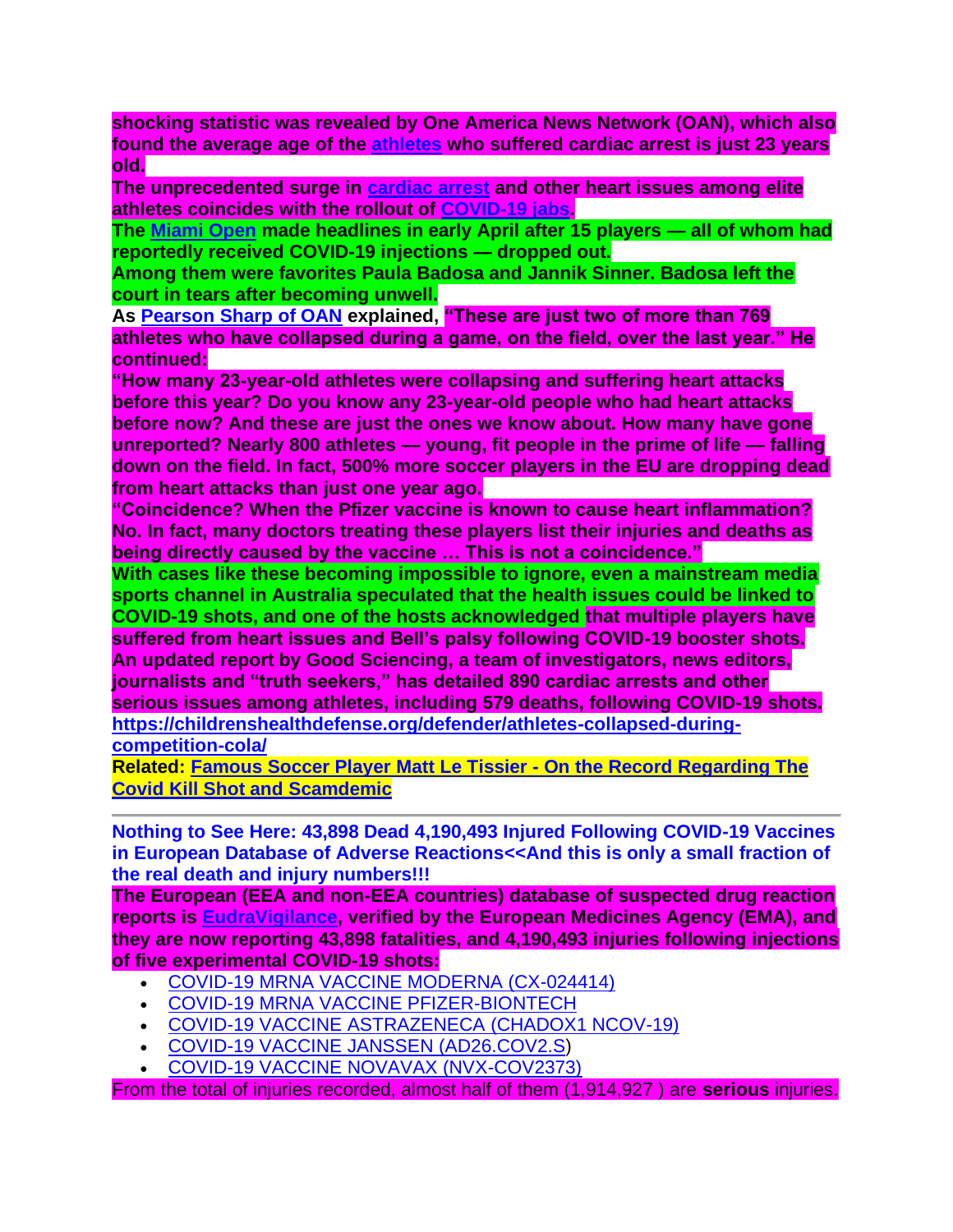**shocking statistic was revealed by One America News Network (OAN), which also found the average age of the [athletes](#) who suffered cardiac arrest is just 23 years old.**

**The unprecedented surge in [cardiac arrest](#) and other heart issues among elite athletes coincides with the rollout of [COVID-19 jabs](#).**

**The [Miami Open](#) made headlines in early April after 15 players — all of whom had reportedly received COVID-19 injections — dropped out.**

**Among them were favorites Paula Badosa and Jannik Sinner. Badosa left the court in tears after becoming unwell.**

**As [Pearson Sharp of OAN](#) explained, "These are just two of more than 769 athletes who have collapsed during a game, on the field, over the last year." He continued:**

**"How many 23-year-old athletes were collapsing and suffering heart attacks before this year? Do you know any 23-year-old people who had heart attacks before now? And these are just the ones we know about. How many have gone unreported? Nearly 800 athletes — young, fit people in the prime of life — falling down on the field. In fact, 500% more soccer players in the EU are dropping dead from heart attacks than just one year ago.**

**"Coincidence? When the Pfizer vaccine is known to cause heart inflammation? No. In fact, many doctors treating these players list their injuries and deaths as being directly caused by the vaccine … This is not a coincidence."**

**With cases like these becoming impossible to ignore, even a mainstream media sports channel in Australia speculated that the health issues could be linked to COVID-19 shots, and one of the hosts acknowledged that multiple players have suffered from heart issues and Bell's palsy following COVID-19 booster shots.**

**An updated report by Good Sciencing, a team of investigators, news editors, journalists and "truth seekers," has detailed 890 cardiac arrests and other serious issues among athletes, including 579 deaths, following COVID-19 shots.**

**<https://childrenshealthdefense.org/defender/athletes-collapsed-during-competition-cola/>**

**Related: [Famous Soccer Player Matt Le Tissier - On the Record Regarding The Covid Kill Shot and Scamdemic](#)**

---

**Nothing to See Here: 43,898 Dead 4,190,493 Injured Following COVID-19 Vaccines in European Database of Adverse Reactions<<And this is only a small fraction of the real death and injury numbers!!!**

**The European (EEA and non-EEA countries) database of suspected drug reaction reports is [EudraVigilance](#), verified by the European Medicines Agency (EMA), and they are now reporting 43,898 fatalities, and 4,190,493 injuries following injections of five experimental COVID-19 shots:**

- [COVID-19 MRNA VACCINE MODERNA (CX-024414)](#)
- [COVID-19 MRNA VACCINE PFIZER-BIONTECH](#)
- [COVID-19 VACCINE ASTRAZENECA (CHADOX1 NCOV-19)](#)
- [COVID-19 VACCINE JANSSEN (AD26.COV2.S](#))
- [COVID-19 VACCINE NOVAVAX (NVX-COV2373)](#)

From the total of injuries recorded, almost half of them (1,914,927 ) are **serious** injuries.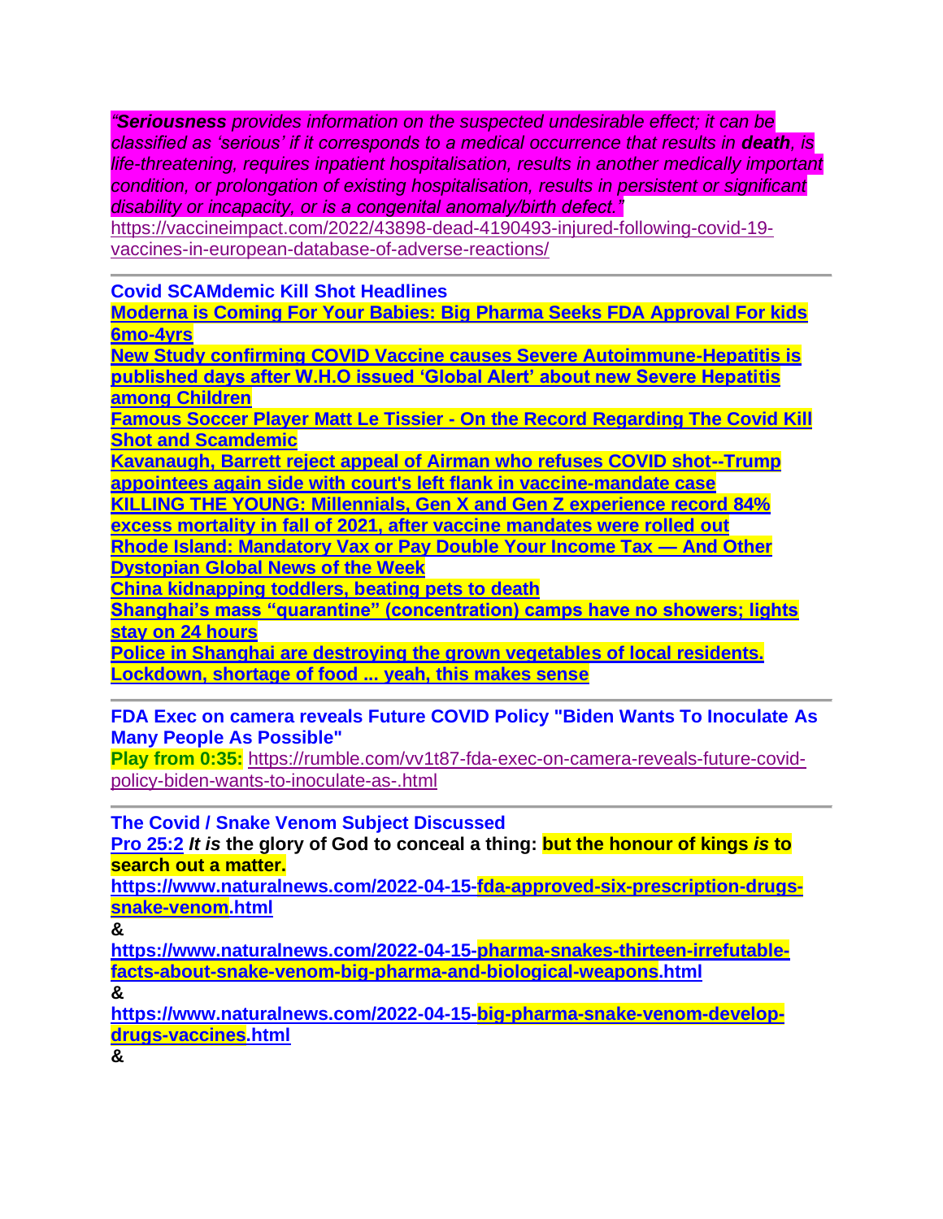*"**Seriousness** provides information on the suspected undesirable effect; it can be classified as 'serious' if it corresponds to a medical occurrence that results in **death**, is life-threatening, requires inpatient hospitalisation, results in another medically important condition, or prolongation of existing hospitalisation, results in persistent or significant disability or incapacity, or is a congenital anomaly/birth defect."*
https://vaccineimpact.com/2022/43898-dead-4190493-injured-following-covid-19-vaccines-in-european-database-of-adverse-reactions/

---

**Covid SCAMdemic Kill Shot Headlines**
**Moderna is Coming For Your Babies: Big Pharma Seeks FDA Approval For kids 6mo-4yrs**
**New Study confirming COVID Vaccine causes Severe Autoimmune-Hepatitis is published days after W.H.O issued 'Global Alert' about new Severe Hepatitis among Children**
**Famous Soccer Player Matt Le Tissier - On the Record Regarding The Covid Kill Shot and Scamdemic**
**Kavanaugh, Barrett reject appeal of Airman who refuses COVID shot--Trump appointees again side with court's left flank in vaccine-mandate case**
**KILLING THE YOUNG: Millennials, Gen X and Gen Z experience record 84% excess mortality in fall of 2021, after vaccine mandates were rolled out**
**Rhode Island: Mandatory Vax or Pay Double Your Income Tax — And Other Dystopian Global News of the Week**
**China kidnapping toddlers, beating pets to death**
**Shanghai's mass "quarantine" (concentration) camps have no showers; lights stay on 24 hours**
**Police in Shanghai are destroying the grown vegetables of local residents. Lockdown, shortage of food ... yeah, this makes sense**

---

**FDA Exec on camera reveals Future COVID Policy "Biden Wants To Inoculate As Many People As Possible"**
**Play from 0:35:** https://rumble.com/vv1t87-fda-exec-on-camera-reveals-future-covid-policy-biden-wants-to-inoculate-as-.html

---

**The Covid / Snake Venom Subject Discussed**
**Pro 25:2** ***It is* the glory of God to conceal a thing: but the honour of kings *is* to search out a matter.**
**https://www.naturalnews.com/2022-04-15-fda-approved-six-prescription-drugs-snake-venom.html**
**&**
**https://www.naturalnews.com/2022-04-15-pharma-snakes-thirteen-irrefutable-facts-about-snake-venom-big-pharma-and-biological-weapons.html**
**&**
**https://www.naturalnews.com/2022-04-15-big-pharma-snake-venom-develop-drugs-vaccines.html**
**&**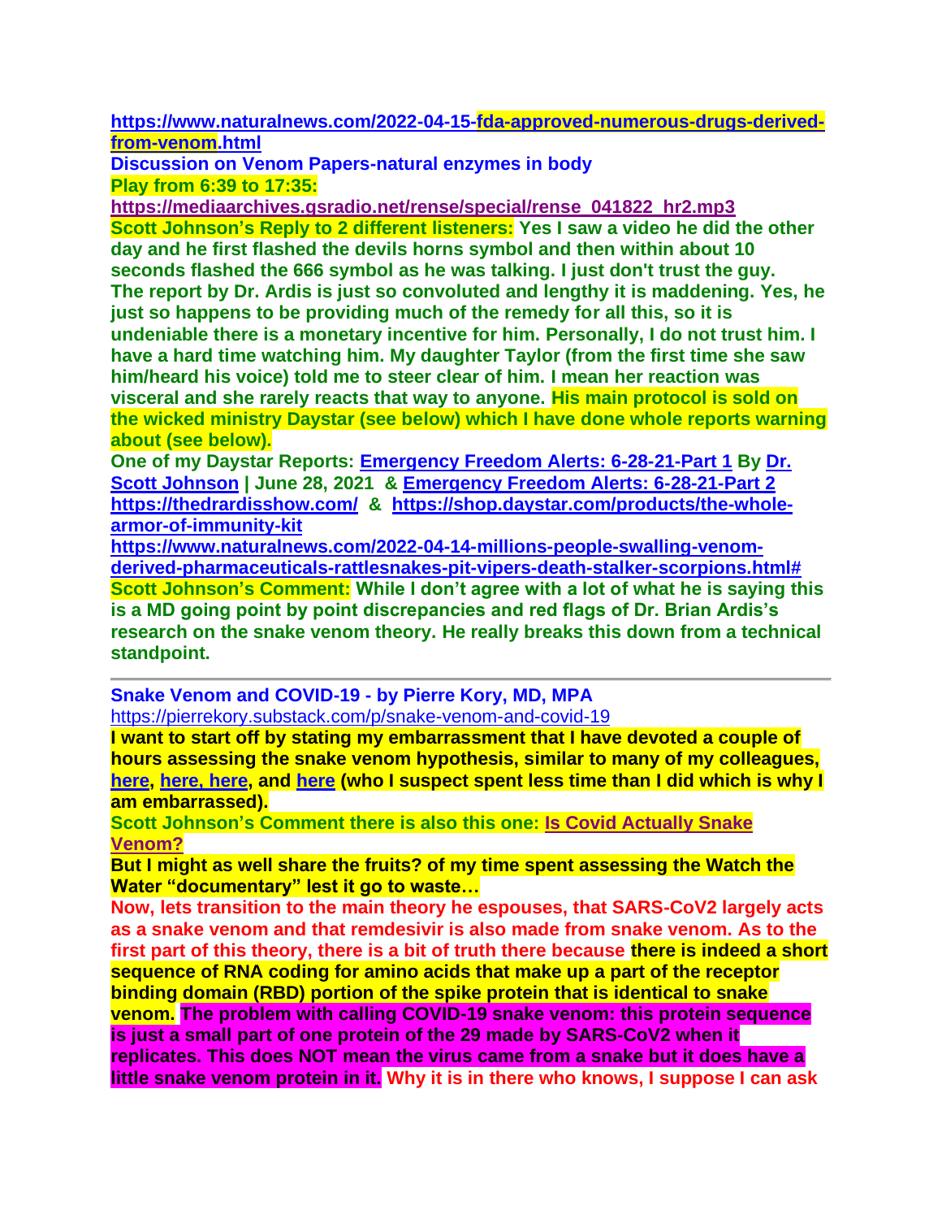**https://www.naturalnews.com/2022-04-15-fda-approved-numerous-drugs-derived-from-venom.html**

**Discussion on Venom Papers-natural enzymes in body**

**Play from 6:39 to 17:35:**

**https://mediaarchives.gsradio.net/rense/special/rense_041822_hr2.mp3**

**Scott Johnson's Reply to 2 different listeners: Yes I saw a video he did the other day and he first flashed the devils horns symbol and then within about 10 seconds flashed the 666 symbol as he was talking. I just don't trust the guy. The report by Dr. Ardis is just so convoluted and lengthy it is maddening. Yes, he just so happens to be providing much of the remedy for all this, so it is undeniable there is a monetary incentive for him. Personally, I do not trust him. I have a hard time watching him. My daughter Taylor (from the first time she saw him/heard his voice) told me to steer clear of him. I mean her reaction was visceral and she rarely reacts that way to anyone. His main protocol is sold on the wicked ministry Daystar (see below) which I have done whole reports warning about (see below).**

**One of my Daystar Reports: Emergency Freedom Alerts: 6-28-21-Part 1 By Dr. Scott Johnson | June 28, 2021 & Emergency Freedom Alerts: 6-28-21-Part 2 https://thedrardisshow.com/ & https://shop.daystar.com/products/the-whole-armor-of-immunity-kit**

**https://www.naturalnews.com/2022-04-14-millions-people-swalling-venom-derived-pharmaceuticals-rattlesnakes-pit-vipers-death-stalker-scorpions.html#**

**Scott Johnson's Comment: While I don't agree with a lot of what he is saying this is a MD going point by point discrepancies and red flags of Dr. Brian Ardis's research on the snake venom theory. He really breaks this down from a technical standpoint.**

---

**Snake Venom and COVID-19 - by Pierre Kory, MD, MPA**

https://pierrekory.substack.com/p/snake-venom-and-covid-19

**I want to start off by stating my embarrassment that I have devoted a couple of hours assessing the snake venom hypothesis, similar to many of my colleagues, here, here, here, and here (who I suspect spent less time than I did which is why I am embarrassed).**

**Scott Johnson's Comment there is also this one: Is Covid Actually Snake Venom?**

**But I might as well share the fruits? of my time spent assessing the Watch the Water "documentary" lest it go to waste…**

**Now, lets transition to the main theory he espouses, that SARS-CoV2 largely acts as a snake venom and that remdesivir is also made from snake venom. As to the first part of this theory, there is a bit of truth there because there is indeed a short sequence of RNA coding for amino acids that make up a part of the receptor binding domain (RBD) portion of the spike protein that is identical to snake venom. The problem with calling COVID-19 snake venom: this protein sequence is just a small part of one protein of the 29 made by SARS-CoV2 when it replicates. This does NOT mean the virus came from a snake but it does have a little snake venom protein in it. Why it is in there who knows, I suppose I can ask**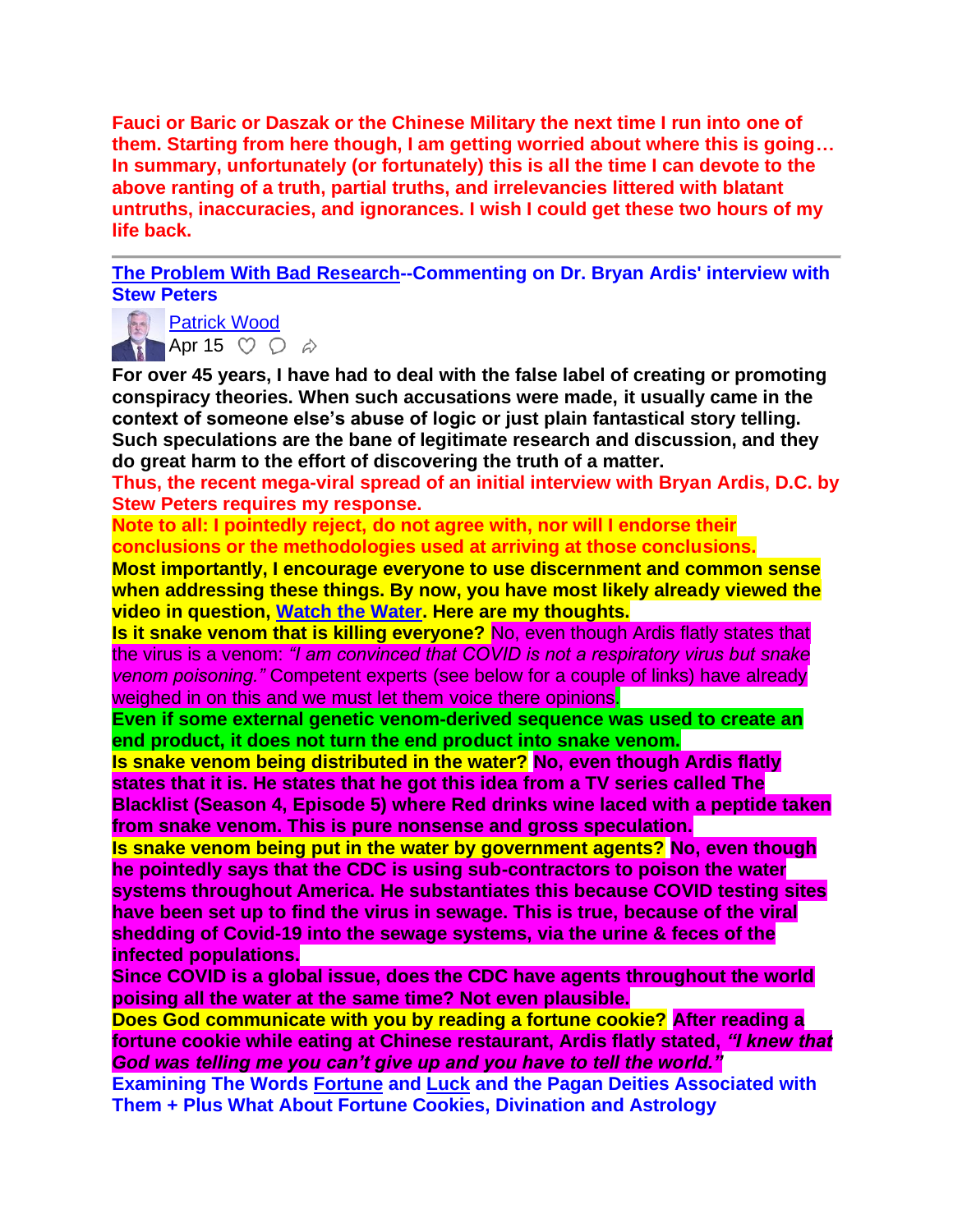**Fauci or Baric or Daszak or the Chinese Military the next time I run into one of them. Starting from here though, I am getting worried about where this is going… In summary, unfortunately (or fortunately) this is all the time I can devote to the above ranting of a truth, partial truths, and irrelevancies littered with blatant untruths, inaccuracies, and ignorances. I wish I could get these two hours of my life back.**

---

**The Problem With Bad Research--Commenting on Dr. Bryan Ardis' interview with Stew Peters**

Patrick Wood
Apr 15

**For over 45 years, I have had to deal with the false label of creating or promoting conspiracy theories. When such accusations were made, it usually came in the context of someone else's abuse of logic or just plain fantastical story telling. Such speculations are the bane of legitimate research and discussion, and they do great harm to the effort of discovering the truth of a matter.**

**Thus, the recent mega-viral spread of an initial interview with Bryan Ardis, D.C. by Stew Peters requires my response.**

**Note to all: I pointedly reject, do not agree with, nor will I endorse their conclusions or the methodologies used at arriving at those conclusions.**

**Most importantly, I encourage everyone to use discernment and common sense when addressing these things. By now, you have most likely already viewed the video in question, Watch the Water. Here are my thoughts.**

**Is it snake venom that is killing everyone?** No, even though Ardis flatly states that the virus is a venom: *"I am convinced that COVID is not a respiratory virus but snake venom poisoning."* Competent experts (see below for a couple of links) have already weighed in on this and we must let them voice there opinions.

**Even if some external genetic venom-derived sequence was used to create an end product, it does not turn the end product into snake venom.**

**Is snake venom being distributed in the water? No, even though Ardis flatly states that it is. He states that he got this idea from a TV series called The Blacklist (Season 4, Episode 5) where Red drinks wine laced with a peptide taken from snake venom. This is pure nonsense and gross speculation.**

**Is snake venom being put in the water by government agents? No, even though he pointedly says that the CDC is using sub-contractors to poison the water systems throughout America. He substantiates this because COVID testing sites have been set up to find the virus in sewage. This is true, because of the viral shedding of Covid-19 into the sewage systems, via the urine & feces of the infected populations.**

**Since COVID is a global issue, does the CDC have agents throughout the world poising all the water at the same time? Not even plausible.**

**Does God communicate with you by reading a fortune cookie? After reading a fortune cookie while eating at Chinese restaurant, Ardis flatly stated, *"I knew that God was telling me you can't give up and you have to tell the world."***

**Examining The Words Fortune and Luck and the Pagan Deities Associated with Them + Plus What About Fortune Cookies, Divination and Astrology**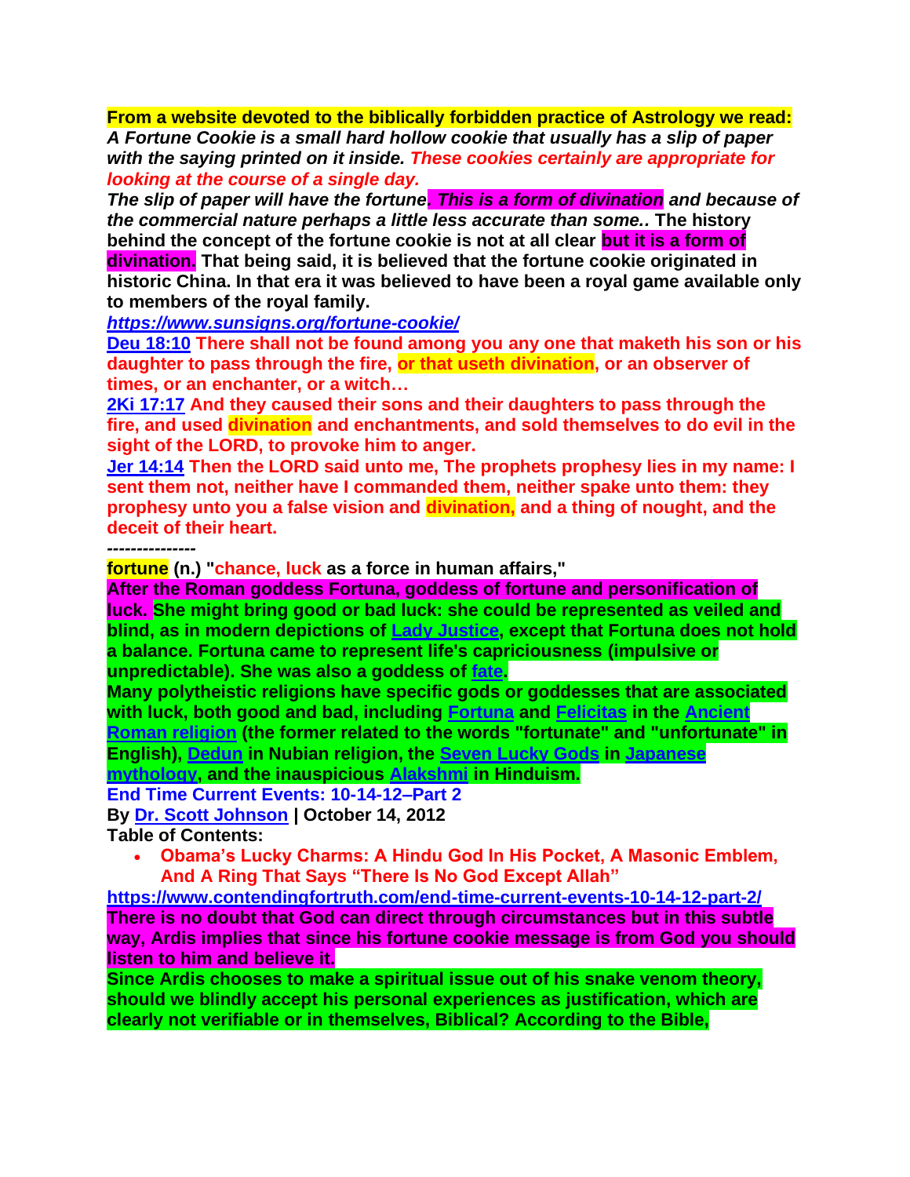**From a website devoted to the biblically forbidden practice of Astrology we read:**
***A Fortune Cookie is a small hard hollow cookie that usually has a slip of paper with the saying printed on it inside. These cookies certainly are appropriate for looking at the course of a single day.***
***The slip of paper will have the fortune. This is a form of divination and because of the commercial nature perhaps a little less accurate than some..*** **The history behind the concept of the fortune cookie is not at all clear but it is a form of divination. That being said, it is believed that the fortune cookie originated in historic China. In that era it was believed to have been a royal game available only to members of the royal family.**
***https://www.sunsigns.org/fortune-cookie/***
**Deu 18:10 There shall not be found among you any one that maketh his son or his daughter to pass through the fire, or that useth divination, or an observer of times, or an enchanter, or a witch…**
**2Ki 17:17 And they caused their sons and their daughters to pass through the fire, and used divination and enchantments, and sold themselves to do evil in the sight of the LORD, to provoke him to anger.**
**Jer 14:14 Then the LORD said unto me, The prophets prophesy lies in my name: I sent them not, neither have I commanded them, neither spake unto them: they prophesy unto you a false vision and divination, and a thing of nought, and the deceit of their heart.**
**---------------**
**fortune (n.) "chance, luck as a force in human affairs,"**
**After the Roman goddess Fortuna, goddess of fortune and personification of luck. She might bring good or bad luck: she could be represented as veiled and blind, as in modern depictions of Lady Justice, except that Fortuna does not hold a balance. Fortuna came to represent life's capriciousness (impulsive or unpredictable). She was also a goddess of fate.**
**Many polytheistic religions have specific gods or goddesses that are associated with luck, both good and bad, including Fortuna and Felicitas in the Ancient Roman religion (the former related to the words "fortunate" and "unfortunate" in English), Dedun in Nubian religion, the Seven Lucky Gods in Japanese mythology, and the inauspicious Alakshmi in Hinduism.**
**End Time Current Events: 10-14-12–Part 2**
**By Dr. Scott Johnson | October 14, 2012**
**Table of Contents:**

- **Obama's Lucky Charms: A Hindu God In His Pocket, A Masonic Emblem, And A Ring That Says "There Is No God Except Allah"**

**https://www.contendingfortruth.com/end-time-current-events-10-14-12-part-2/**
**There is no doubt that God can direct through circumstances but in this subtle way, Ardis implies that since his fortune cookie message is from God you should listen to him and believe it.**
**Since Ardis chooses to make a spiritual issue out of his snake venom theory, should we blindly accept his personal experiences as justification, which are clearly not verifiable or in themselves, Biblical? According to the Bible,**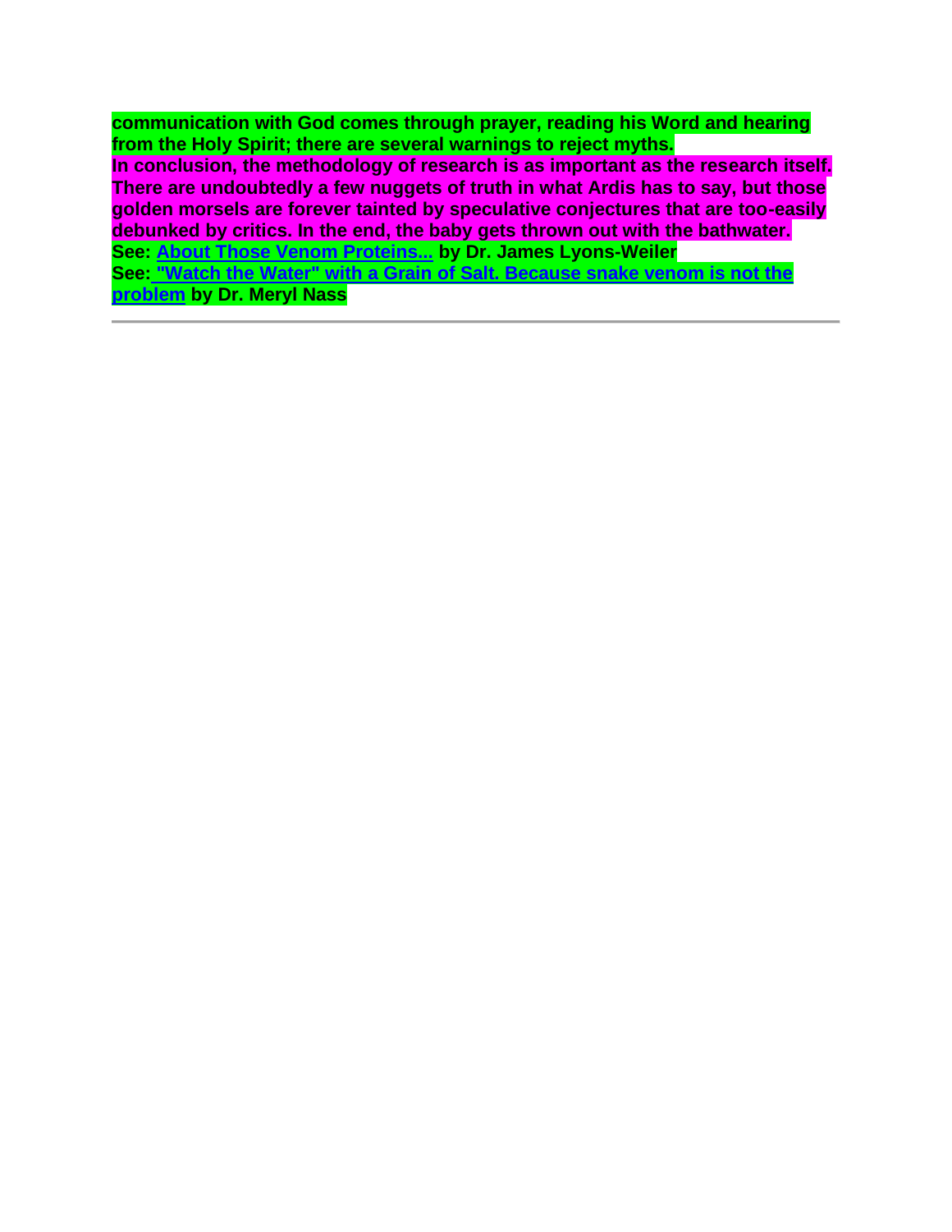**communication with God comes through prayer, reading his Word and hearing from the Holy Spirit; there are several warnings to reject myths.**

**In conclusion, the methodology of research is as important as the research itself. There are undoubtedly a few nuggets of truth in what Ardis has to say, but those golden morsels are forever tainted by speculative conjectures that are too-easily debunked by critics. In the end, the baby gets thrown out with the bathwater.**

**See: About Those Venom Proteins... by Dr. James Lyons-Weiler**

**See: "Watch the Water" with a Grain of Salt. Because snake venom is not the problem by Dr. Meryl Nass**

---